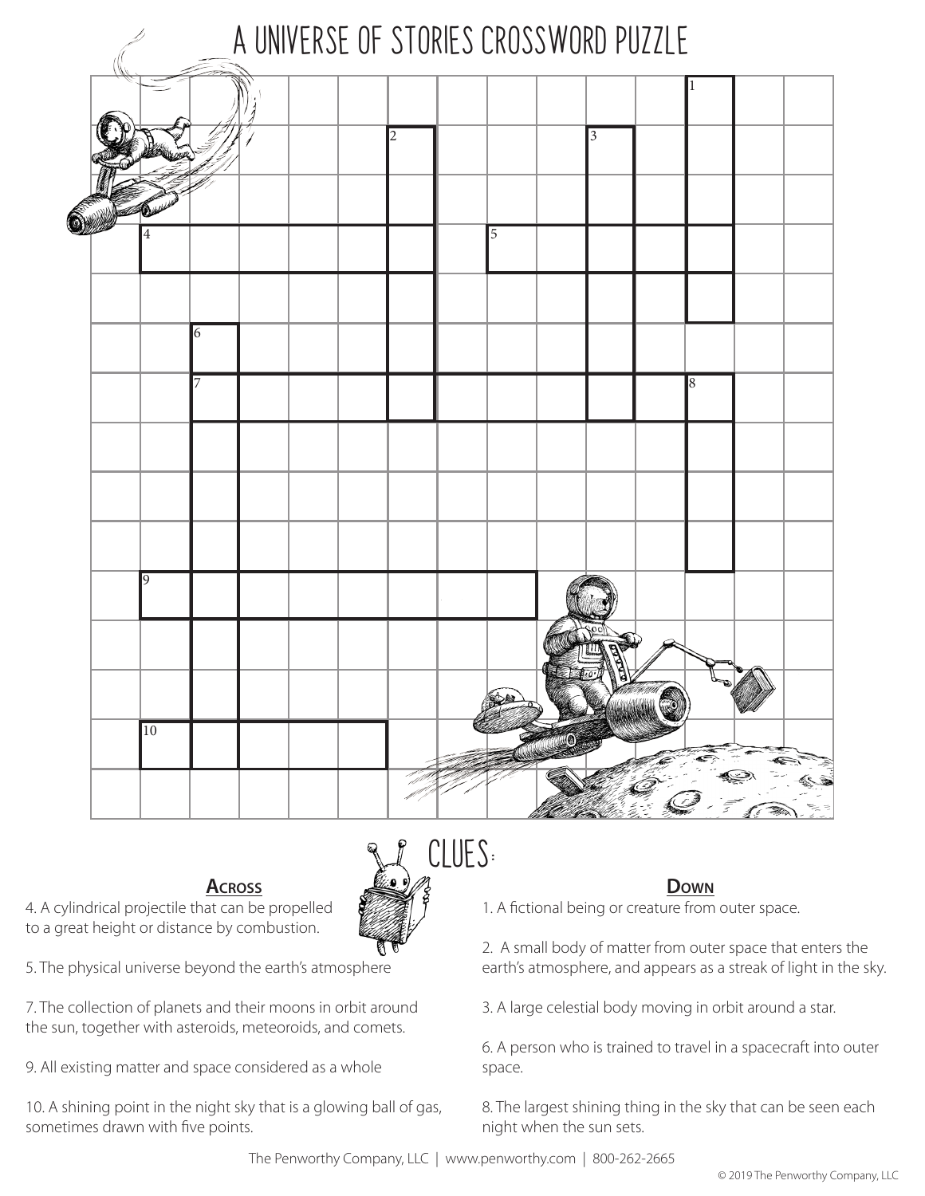# A UNIVERSE OF STORIES CROSSWORD PUZZLE

## CLUES:

### Across

4. A cylindrical projectile that can be propelled to a great height or distance by combustion.

5. The physical universe beyond the earth's atmosphere

7. The collection of planets and their moons in orbit around the sun, together with asteroids, meteoroids, and comets.

9. All existing matter and space considered as a whole

10. A shining point in the night sky that is a glowing ball of gas, sometimes drawn with five points.

### Down

1. A fictional being or creature from outer space.

2. A small body of matter from outer space that enters the earth's atmosphere, and appears as a streak of light in the sky.

3. A large celestial body moving in orbit around a star.

6. A person who is trained to travel in a spacecraft into outer space.

8. The largest shining thing in the sky that can be seen each night when the sun sets.

The Penworthy Company, LLC | www.penworthy.com | 800-262-2665

© 2019 The Penworthy Company, LLC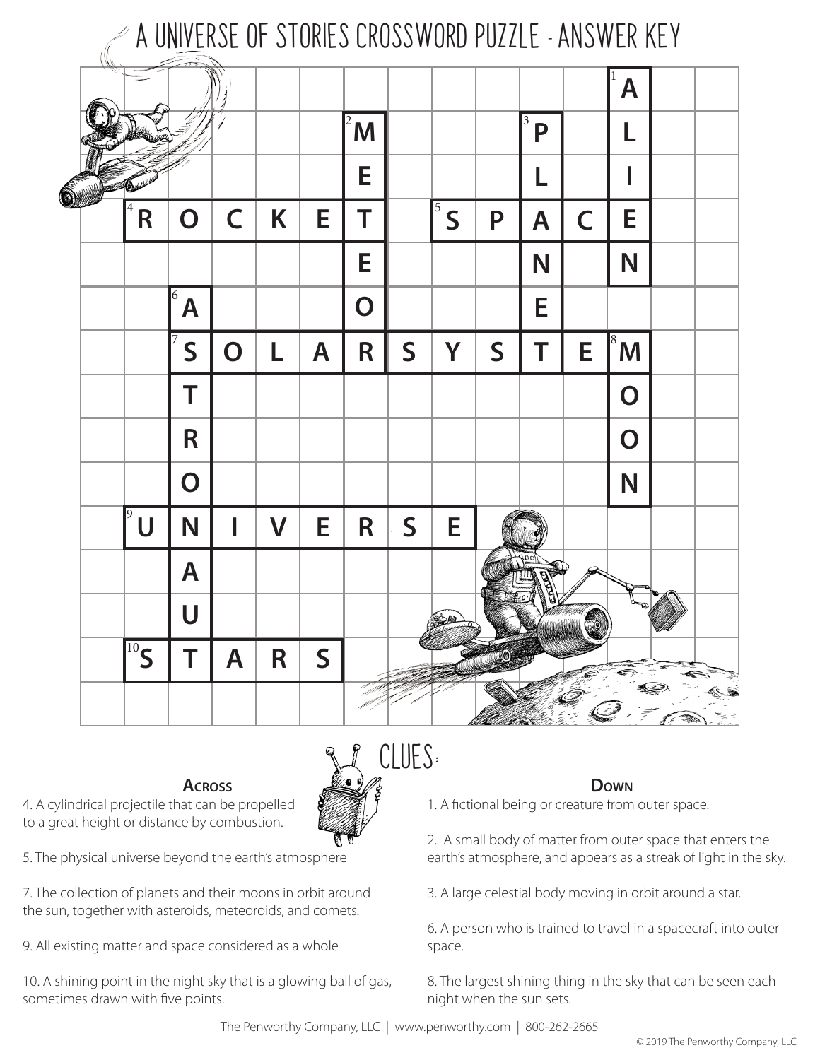# A Universe of Stories Crossword Puzzle - Answer Key

## Clues:

**Across**

4. A cylindrical projectile that can be propelled to a great height or distance by combustion.

5. The physical universe beyond the earth's atmosphere

7. The collection of planets and their moons in orbit around the sun, together with asteroids, meteoroids, and comets.

9. All existing matter and space considered as a whole

10. A shining point in the night sky that is a glowing ball of gas, sometimes drawn with five points.

**Down**

1. A fictional being or creature from outer space.

2. A small body of matter from outer space that enters the earth's atmosphere, and appears as a streak of light in the sky.

3. A large celestial body moving in orbit around a star.

6. A person who is trained to travel in a spacecraft into outer space.

8. The largest shining thing in the sky that can be seen each night when the sun sets.